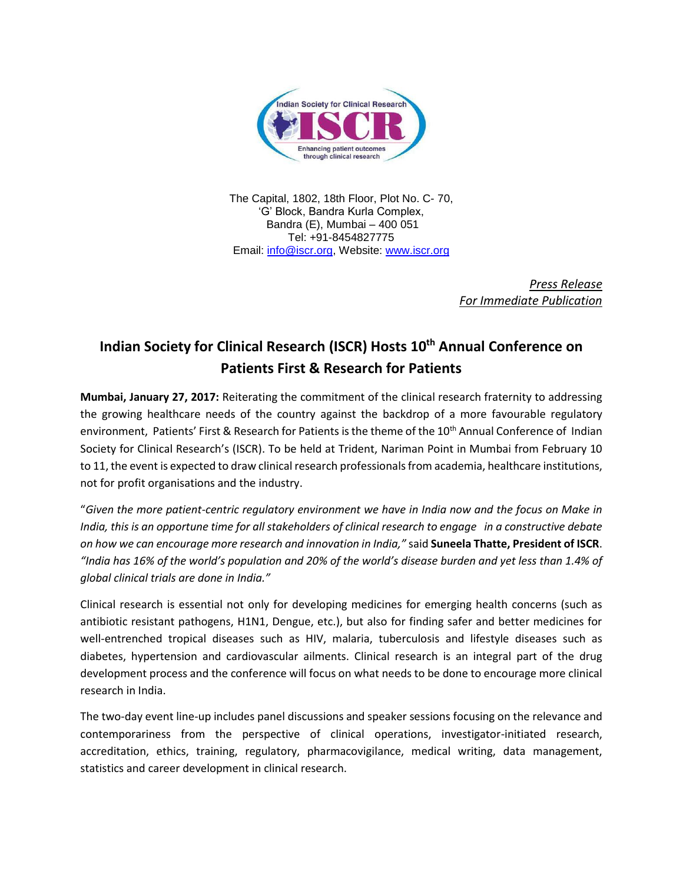Indian Society for Clinical Research

ISCR

Enhancing patient outcomes through clinical research

The Capital, 1802, 18th Floor, Plot No. C- 70,
'G' Block, Bandra Kurla Complex,
Bandra (E), Mumbai – 400 051
Tel: +91-8454827775
Email: info@iscr.org, Website: www.iscr.org

*Press Release*
*For Immediate Publication*

# Indian Society for Clinical Research (ISCR) Hosts 10th Annual Conference on Patients First & Research for Patients

**Mumbai, January 27, 2017:** Reiterating the commitment of the clinical research fraternity to addressing the growing healthcare needs of the country against the backdrop of a more favourable regulatory environment, Patients' First & Research for Patients is the theme of the 10th Annual Conference of Indian Society for Clinical Research's (ISCR). To be held at Trident, Nariman Point in Mumbai from February 10 to 11, the event is expected to draw clinical research professionals from academia, healthcare institutions, not for profit organisations and the industry.

"*Given the more patient-centric regulatory environment we have in India now and the focus on Make in India, this is an opportune time for all stakeholders of clinical research to engage in a constructive debate on how we can encourage more research and innovation in India,"* said **Suneela Thatte, President of ISCR**. *"India has 16% of the world's population and 20% of the world's disease burden and yet less than 1.4% of global clinical trials are done in India."*

Clinical research is essential not only for developing medicines for emerging health concerns (such as antibiotic resistant pathogens, H1N1, Dengue, etc.), but also for finding safer and better medicines for well-entrenched tropical diseases such as HIV, malaria, tuberculosis and lifestyle diseases such as diabetes, hypertension and cardiovascular ailments. Clinical research is an integral part of the drug development process and the conference will focus on what needs to be done to encourage more clinical research in India.

The two-day event line-up includes panel discussions and speaker sessions focusing on the relevance and contemporariness from the perspective of clinical operations, investigator-initiated research, accreditation, ethics, training, regulatory, pharmacovigilance, medical writing, data management, statistics and career development in clinical research.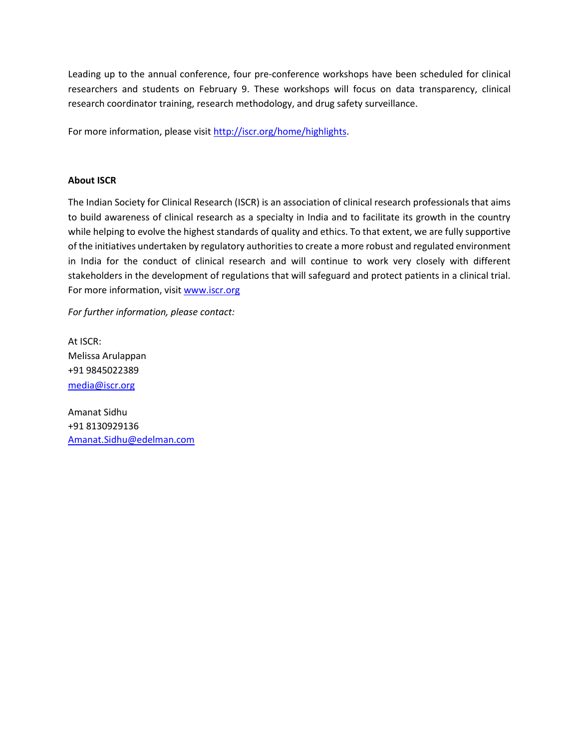Leading up to the annual conference, four pre-conference workshops have been scheduled for clinical researchers and students on February 9. These workshops will focus on data transparency, clinical research coordinator training, research methodology, and drug safety surveillance.

For more information, please visit http://iscr.org/home/highlights.

**About ISCR**

The Indian Society for Clinical Research (ISCR) is an association of clinical research professionals that aims to build awareness of clinical research as a specialty in India and to facilitate its growth in the country while helping to evolve the highest standards of quality and ethics. To that extent, we are fully supportive of the initiatives undertaken by regulatory authorities to create a more robust and regulated environment in India for the conduct of clinical research and will continue to work very closely with different stakeholders in the development of regulations that will safeguard and protect patients in a clinical trial. For more information, visit www.iscr.org

*For further information, please contact:*

At ISCR:
Melissa Arulappan
+91 9845022389
media@iscr.org

Amanat Sidhu
+91 8130929136
Amanat.Sidhu@edelman.com